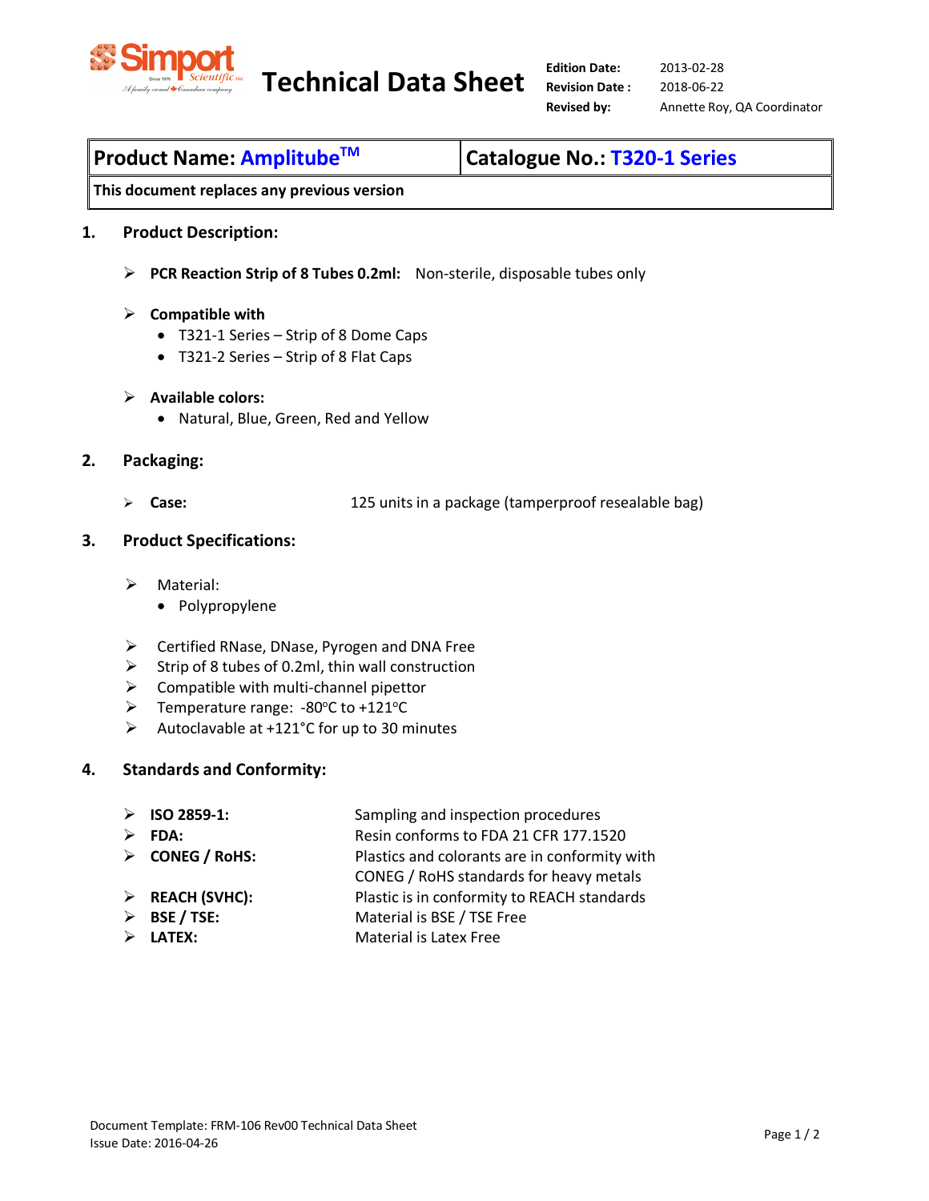# Technical Data Sheet

**Edition Date:** 2013-02-28
**Revision Date :** 2018-06-22
**Revised by:** Annette Roy, QA Coordinator

| **Product Name: Amplitube™** | **Catalogue No.: T320-1 Series** |
|---|---|
| **This document replaces any previous version** | |

## 1. Product Description:

- **PCR Reaction Strip of 8 Tubes 0.2ml:** Non-sterile, disposable tubes only

- **Compatible with**
  - T321-1 Series – Strip of 8 Dome Caps
  - T321-2 Series – Strip of 8 Flat Caps

- **Available colors:**
  - Natural, Blue, Green, Red and Yellow

## 2. Packaging:

- **Case:** 125 units in a package (tamperproof resealable bag)

## 3. Product Specifications:

- Material:
  - Polypropylene

- Certified RNase, DNase, Pyrogen and DNA Free
- Strip of 8 tubes of 0.2ml, thin wall construction
- Compatible with multi-channel pipettor
- Temperature range: -80°C to +121°C
- Autoclavable at +121°C for up to 30 minutes

## 4. Standards and Conformity:

- **ISO 2859-1:** Sampling and inspection procedures
- **FDA:** Resin conforms to FDA 21 CFR 177.1520
- **CONEG / RoHS:** Plastics and colorants are in conformity with CONEG / RoHS standards for heavy metals
- **REACH (SVHC):** Plastic is in conformity to REACH standards
- **BSE / TSE:** Material is BSE / TSE Free
- **LATEX:** Material is Latex Free

Document Template: FRM-106 Rev00 Technical Data Sheet
Issue Date: 2016-04-26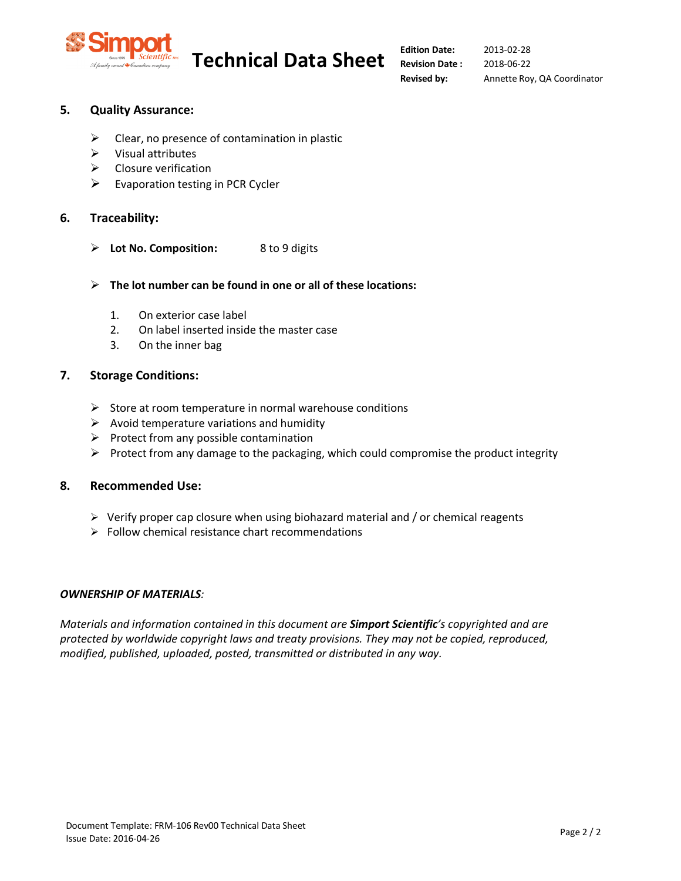## 5. Quality Assurance:

- Clear, no presence of contamination in plastic
- Visual attributes
- Closure verification
- Evaporation testing in PCR Cycler

## 6. Traceability:

- **Lot No. Composition:** 8 to 9 digits

- **The lot number can be found in one or all of these locations:**

  1. On exterior case label
  2. On label inserted inside the master case
  3. On the inner bag

## 7. Storage Conditions:

- Store at room temperature in normal warehouse conditions
- Avoid temperature variations and humidity
- Protect from any possible contamination
- Protect from any damage to the packaging, which could compromise the product integrity

## 8. Recommended Use:

- Verify proper cap closure when using biohazard material and / or chemical reagents
- Follow chemical resistance chart recommendations

***OWNERSHIP OF MATERIALS**:*

*Materials and information contained in this document are **Simport Scientific**'s copyrighted and are protected by worldwide copyright laws and treaty provisions. They may not be copied, reproduced, modified, published, uploaded, posted, transmitted or distributed in any way.*